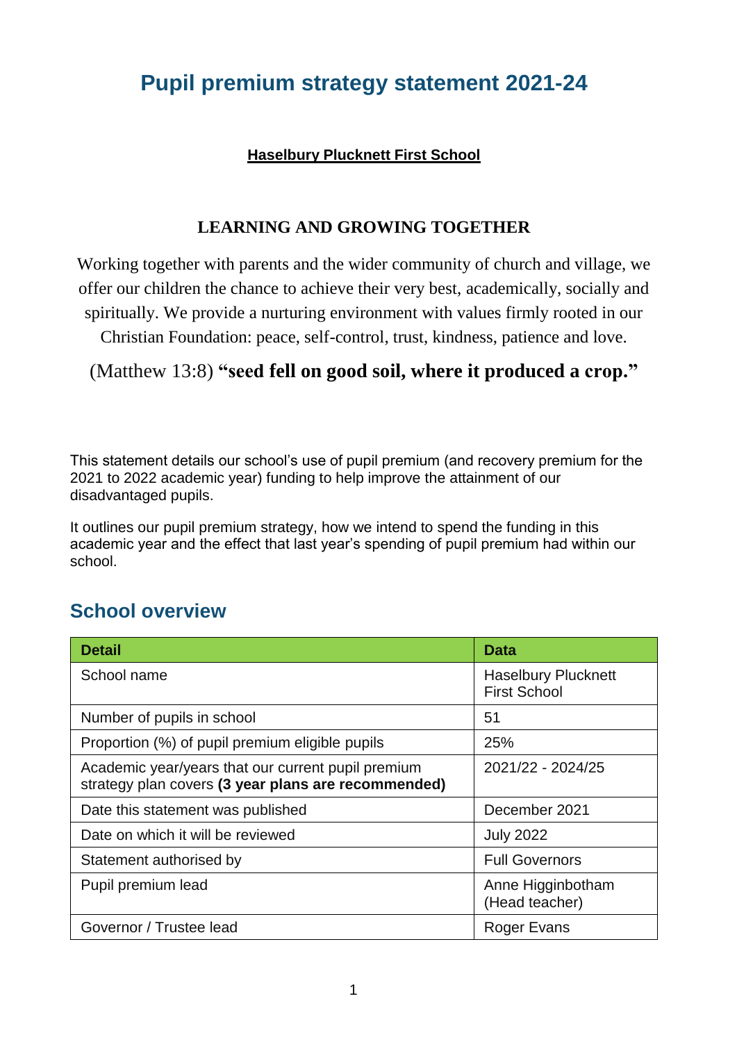# Pupil premium strategy statement 2021-24

**Haselbury Plucknett First School**

**LEARNING AND GROWING TOGETHER**

Working together with parents and the wider community of church and village, we offer our children the chance to achieve their very best, academically, socially and spiritually. We provide a nurturing environment with values firmly rooted in our Christian Foundation: peace, self-control, trust, kindness, patience and love.

(Matthew 13:8) **"seed fell on good soil, where it produced a crop."**

This statement details our school's use of pupil premium (and recovery premium for the 2021 to 2022 academic year) funding to help improve the attainment of our disadvantaged pupils.

It outlines our pupil premium strategy, how we intend to spend the funding in this academic year and the effect that last year's spending of pupil premium had within our school.

## School overview

| Detail | Data |
|---|---|
| School name | Haselbury Plucknett First School |
| Number of pupils in school | 51 |
| Proportion (%) of pupil premium eligible pupils | 25% |
| Academic year/years that our current pupil premium strategy plan covers **(3 year plans are recommended)** | 2021/22 - 2024/25 |
| Date this statement was published | December 2021 |
| Date on which it will be reviewed | July 2022 |
| Statement authorised by | Full Governors |
| Pupil premium lead | Anne Higginbotham (Head teacher) |
| Governor / Trustee lead | Roger Evans |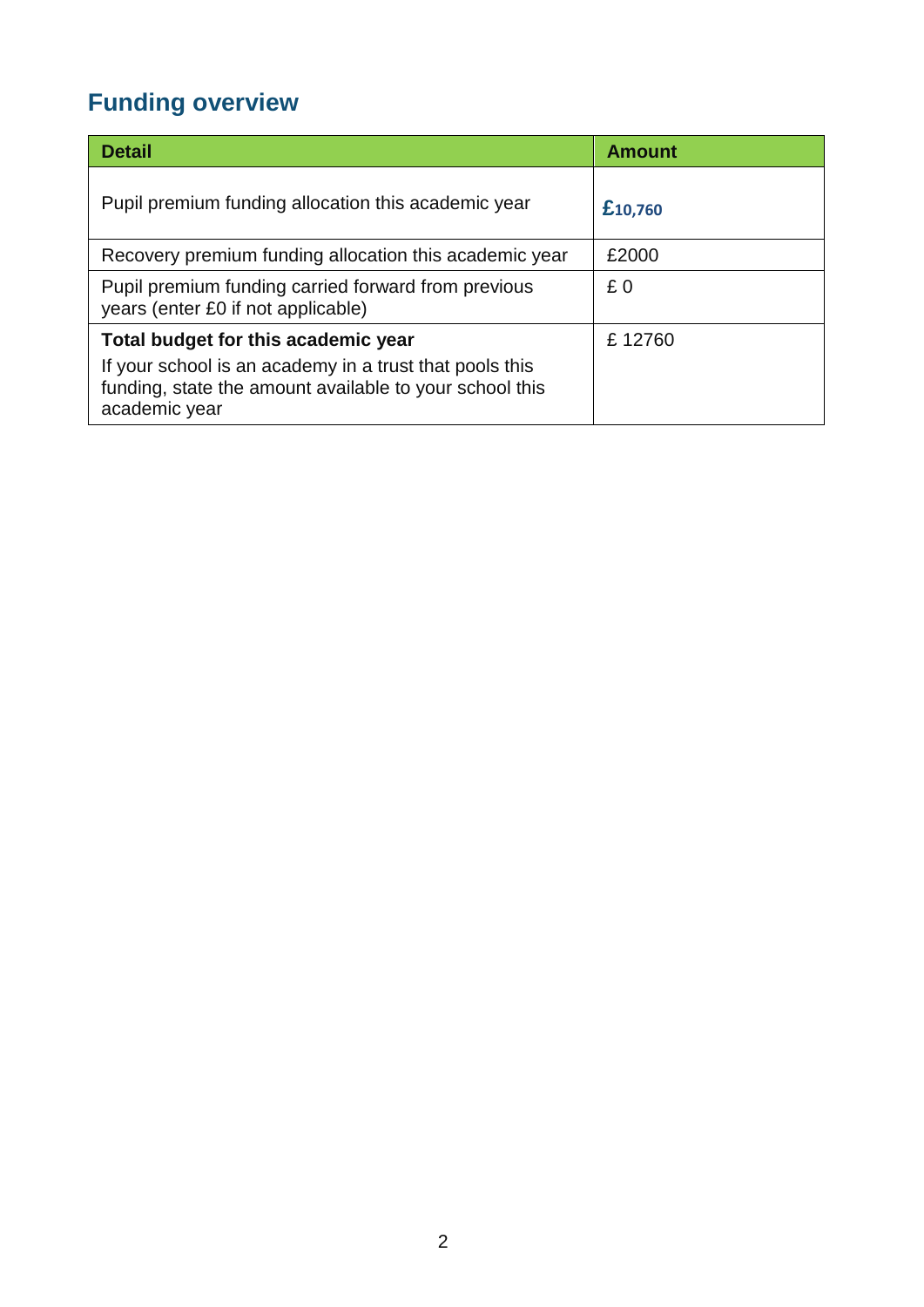## Funding overview

| Detail | Amount |
|---|---|
| Pupil premium funding allocation this academic year | **£10,760** |
| Recovery premium funding allocation this academic year | £2000 |
| Pupil premium funding carried forward from previous years (enter £0 if not applicable) | £ 0 |
| **Total budget for this academic year**<br>If your school is an academy in a trust that pools this funding, state the amount available to your school this academic year | £ 12760 |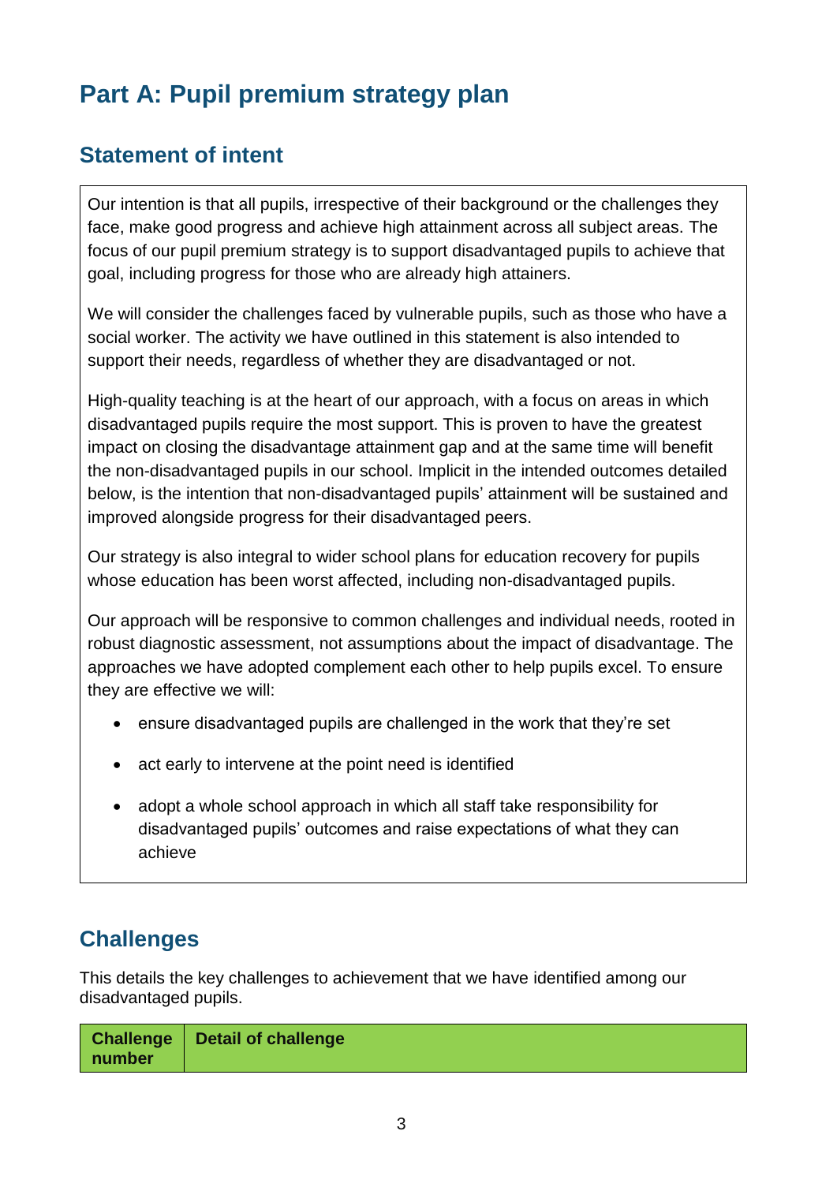# Part A: Pupil premium strategy plan

## Statement of intent

Our intention is that all pupils, irrespective of their background or the challenges they face, make good progress and achieve high attainment across all subject areas. The focus of our pupil premium strategy is to support disadvantaged pupils to achieve that goal, including progress for those who are already high attainers.

We will consider the challenges faced by vulnerable pupils, such as those who have a social worker. The activity we have outlined in this statement is also intended to support their needs, regardless of whether they are disadvantaged or not.

High-quality teaching is at the heart of our approach, with a focus on areas in which disadvantaged pupils require the most support. This is proven to have the greatest impact on closing the disadvantage attainment gap and at the same time will benefit the non-disadvantaged pupils in our school. Implicit in the intended outcomes detailed below, is the intention that non-disadvantaged pupils' attainment will be sustained and improved alongside progress for their disadvantaged peers.

Our strategy is also integral to wider school plans for education recovery for pupils whose education has been worst affected, including non-disadvantaged pupils.

Our approach will be responsive to common challenges and individual needs, rooted in robust diagnostic assessment, not assumptions about the impact of disadvantage. The approaches we have adopted complement each other to help pupils excel. To ensure they are effective we will:

- ensure disadvantaged pupils are challenged in the work that they're set
- act early to intervene at the point need is identified
- adopt a whole school approach in which all staff take responsibility for disadvantaged pupils' outcomes and raise expectations of what they can achieve

## Challenges

This details the key challenges to achievement that we have identified among our disadvantaged pupils.

| Challenge number | Detail of challenge |
|---|---|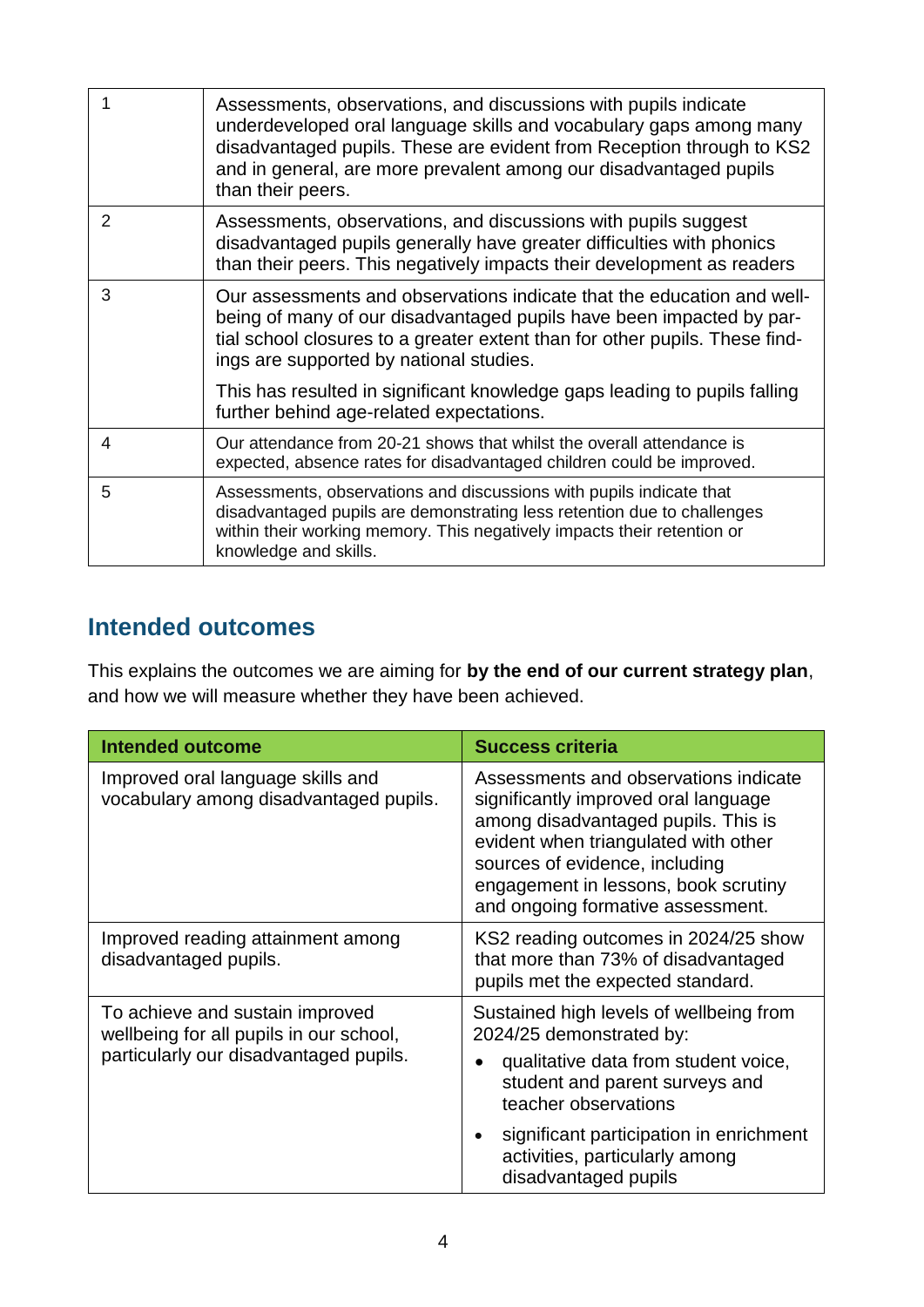| | |
|---|---|
| 1 | Assessments, observations, and discussions with pupils indicate underdeveloped oral language skills and vocabulary gaps among many disadvantaged pupils. These are evident from Reception through to KS2 and in general, are more prevalent among our disadvantaged pupils than their peers. |
| 2 | Assessments, observations, and discussions with pupils suggest disadvantaged pupils generally have greater difficulties with phonics than their peers. This negatively impacts their development as readers |
| 3 | Our assessments and observations indicate that the education and well-being of many of our disadvantaged pupils have been impacted by partial school closures to a greater extent than for other pupils. These findings are supported by national studies.<br><br>This has resulted in significant knowledge gaps leading to pupils falling further behind age-related expectations. |
| 4 | Our attendance from 20-21 shows that whilst the overall attendance is expected, absence rates for disadvantaged children could be improved. |
| 5 | Assessments, observations and discussions with pupils indicate that disadvantaged pupils are demonstrating less retention due to challenges within their working memory. This negatively impacts their retention or knowledge and skills. |

## Intended outcomes

This explains the outcomes we are aiming for **by the end of our current strategy plan**, and how we will measure whether they have been achieved.

| Intended outcome | Success criteria |
|---|---|
| Improved oral language skills and vocabulary among disadvantaged pupils. | Assessments and observations indicate significantly improved oral language among disadvantaged pupils. This is evident when triangulated with other sources of evidence, including engagement in lessons, book scrutiny and ongoing formative assessment. |
| Improved reading attainment among disadvantaged pupils. | KS2 reading outcomes in 2024/25 show that more than 73% of disadvantaged pupils met the expected standard. |
| To achieve and sustain improved wellbeing for all pupils in our school, particularly our disadvantaged pupils. | Sustained high levels of wellbeing from 2024/25 demonstrated by:<br>• qualitative data from student voice, student and parent surveys and teacher observations<br>• significant participation in enrichment activities, particularly among disadvantaged pupils |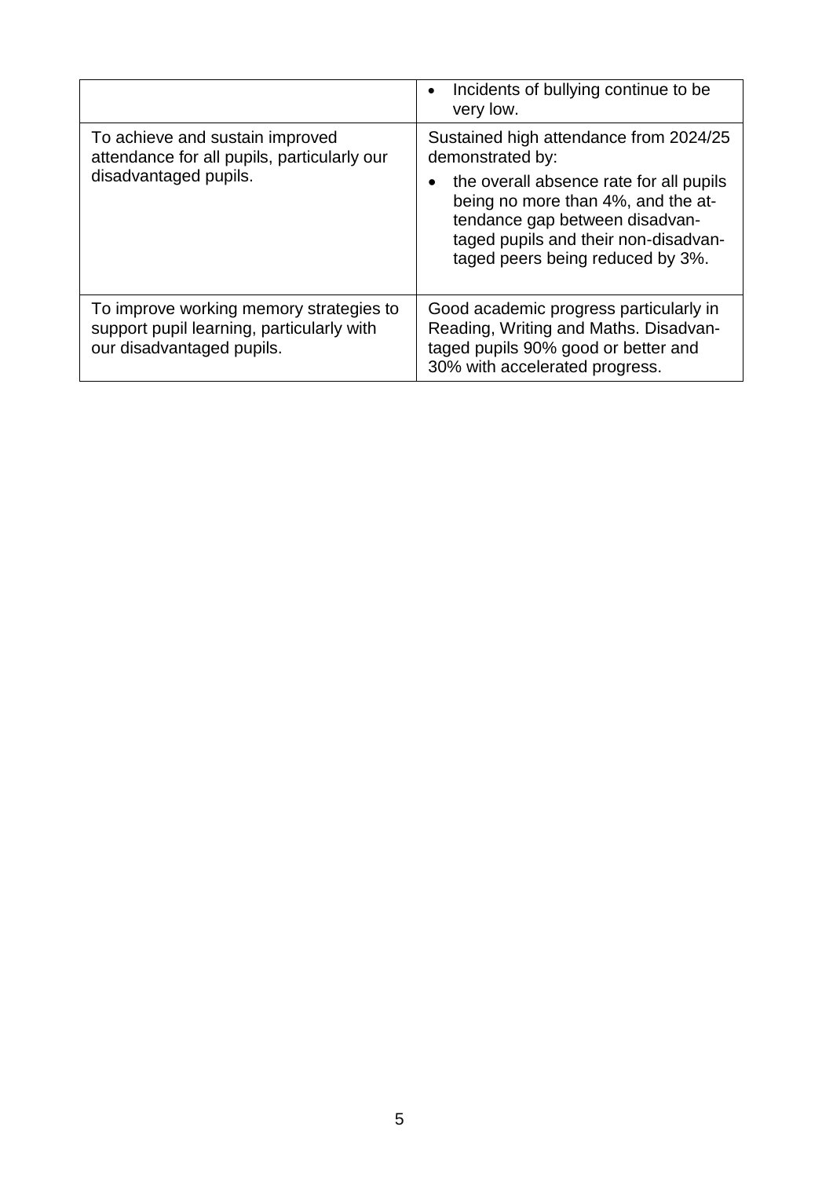| | |
|---|---|
| | • Incidents of bullying continue to be very low. |
| To achieve and sustain improved attendance for all pupils, particularly our disadvantaged pupils. | Sustained high attendance from 2024/25 demonstrated by:<br>• the overall absence rate for all pupils being no more than 4%, and the attendance gap between disadvantaged pupils and their non-disadvantaged peers being reduced by 3%. |
| To improve working memory strategies to support pupil learning, particularly with our disadvantaged pupils. | Good academic progress particularly in Reading, Writing and Maths. Disadvantaged pupils 90% good or better and 30% with accelerated progress. |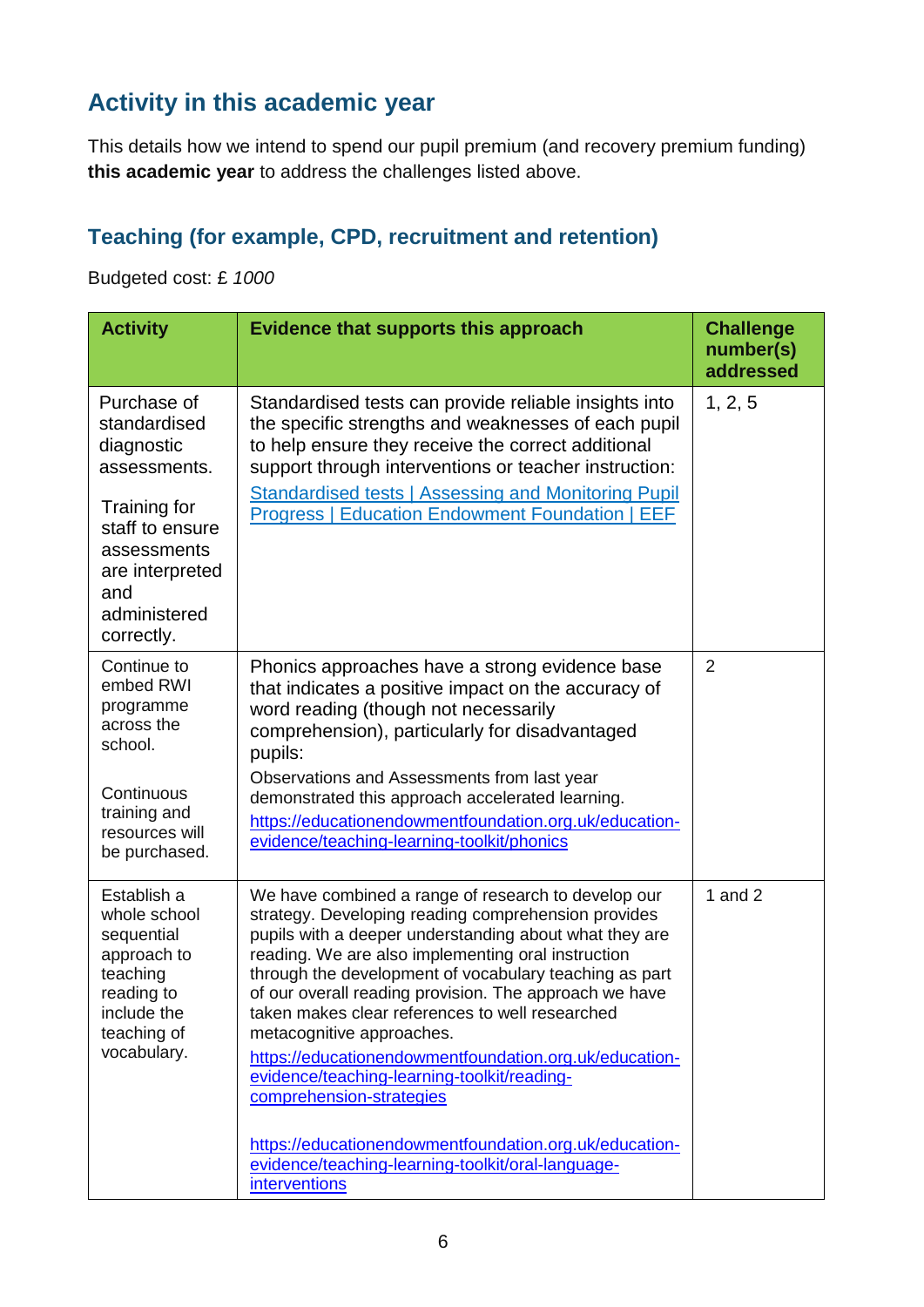## Activity in this academic year

This details how we intend to spend our pupil premium (and recovery premium funding) **this academic year** to address the challenges listed above.

### Teaching (for example, CPD, recruitment and retention)

Budgeted cost: £ *1000*

| Activity | Evidence that supports this approach | Challenge number(s) addressed |
|---|---|---|
| Purchase of standardised diagnostic assessments.<br><br>Training for staff to ensure assessments are interpreted and administered correctly. | Standardised tests can provide reliable insights into the specific strengths and weaknesses of each pupil to help ensure they receive the correct additional support through interventions or teacher instruction:<br>[Standardised tests \| Assessing and Monitoring Pupil Progress \| Education Endowment Foundation \| EEF](Standardised tests | Assessing and Monitoring Pupil Progress | Education Endowment Foundation | EEF) | 1, 2, 5 |
| Continue to embed RWI programme across the school.<br><br>Continuous training and resources will be purchased. | Phonics approaches have a strong evidence base that indicates a positive impact on the accuracy of word reading (though not necessarily comprehension), particularly for disadvantaged pupils:<br>Observations and Assessments from last year demonstrated this approach accelerated learning.<br>https://educationendowmentfoundation.org.uk/education-evidence/teaching-learning-toolkit/phonics | 2 |
| Establish a whole school sequential approach to teaching reading to include the teaching of vocabulary. | We have combined a range of research to develop our strategy. Developing reading comprehension provides pupils with a deeper understanding about what they are reading. We are also implementing oral instruction through the development of vocabulary teaching as part of our overall reading provision. The approach we have taken makes clear references to well researched metacognitive approaches.<br>https://educationendowmentfoundation.org.uk/education-evidence/teaching-learning-toolkit/reading-comprehension-strategies<br><br>https://educationendowmentfoundation.org.uk/education-evidence/teaching-learning-toolkit/oral-language-interventions | 1 and 2 |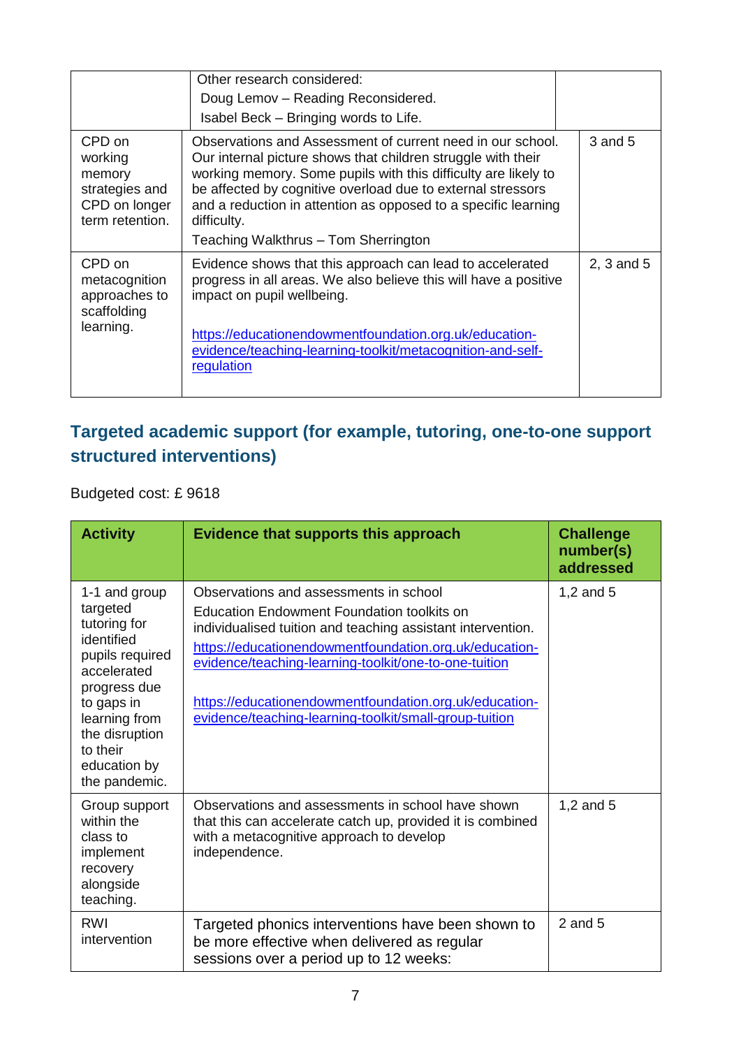| | | |
|---|---|---|
| | Other research considered:<br>Doug Lemov – Reading Reconsidered.<br>Isabel Beck – Bringing words to Life. | |
| CPD on working memory strategies and CPD on longer term retention. | Observations and Assessment of current need in our school. Our internal picture shows that children struggle with their working memory. Some pupils with this difficulty are likely to be affected by cognitive overload due to external stressors and a reduction in attention as opposed to a specific learning difficulty.<br>Teaching Walkthrus – Tom Sherrington | 3 and 5 |
| CPD on metacognition approaches to scaffolding learning. | Evidence shows that this approach can lead to accelerated progress in all areas. We also believe this will have a positive impact on pupil wellbeing.<br><br>https://educationendowmentfoundation.org.uk/education-evidence/teaching-learning-toolkit/metacognition-and-self-regulation | 2, 3 and 5 |

## Targeted academic support (for example, tutoring, one-to-one support structured interventions)

Budgeted cost: £ 9618

| Activity | Evidence that supports this approach | Challenge number(s) addressed |
|---|---|---|
| 1-1 and group targeted tutoring for identified pupils required accelerated progress due to gaps in learning from the disruption to their education by the pandemic. | Observations and assessments in school<br>Education Endowment Foundation toolkits on individualised tuition and teaching assistant intervention.<br>https://educationendowmentfoundation.org.uk/education-evidence/teaching-learning-toolkit/one-to-one-tuition<br><br>https://educationendowmentfoundation.org.uk/education-evidence/teaching-learning-toolkit/small-group-tuition | 1,2 and 5 |
| Group support within the class to implement recovery alongside teaching. | Observations and assessments in school have shown that this can accelerate catch up, provided it is combined with a metacognitive approach to develop independence. | 1,2 and 5 |
| RWI intervention | Targeted phonics interventions have been shown to be more effective when delivered as regular sessions over a period up to 12 weeks: | 2 and 5 |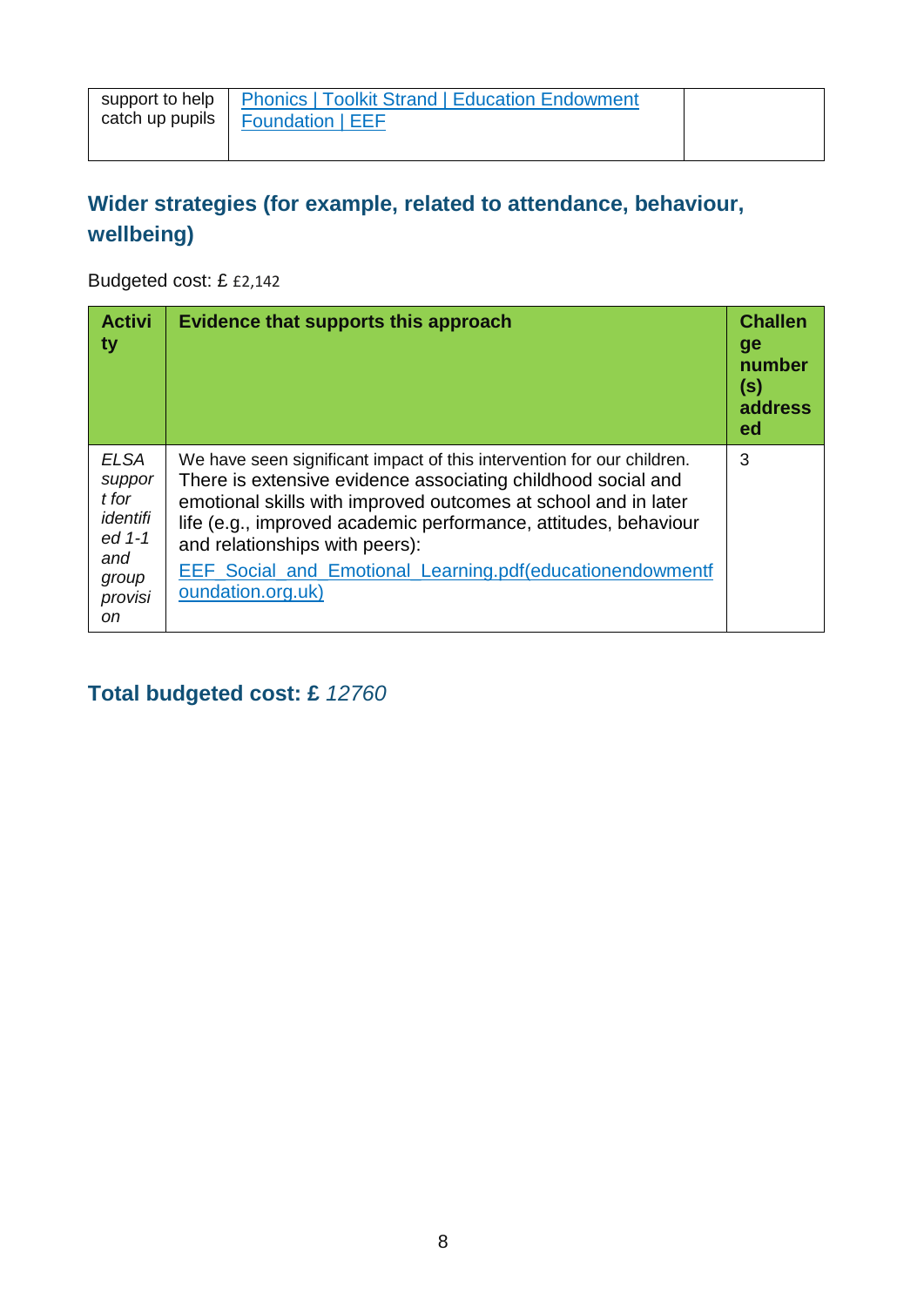| | | |
|---|---|---|
| support to help catch up pupils | [Phonics \| Toolkit Strand \| Education Endowment Foundation \| EEF](https://educationendowmentfoundation.org.uk) | |

## Wider strategies (for example, related to attendance, behaviour, wellbeing)

Budgeted cost: £ £2,142

| Activity | Evidence that supports this approach | Challenge number(s) addressed |
|---|---|---|
| *ELSA support for identified 1-1 and group provision* | We have seen significant impact of this intervention for our children. There is extensive evidence associating childhood social and emotional skills with improved outcomes at school and in later life (e.g., improved academic performance, attitudes, behaviour and relationships with peers): [EEF_Social_and_Emotional_Learning.pdf(educationendowmentfoundation.org.uk)](https://educationendowmentfoundation.org.uk) | 3 |

## Total budgeted cost: £ *12760*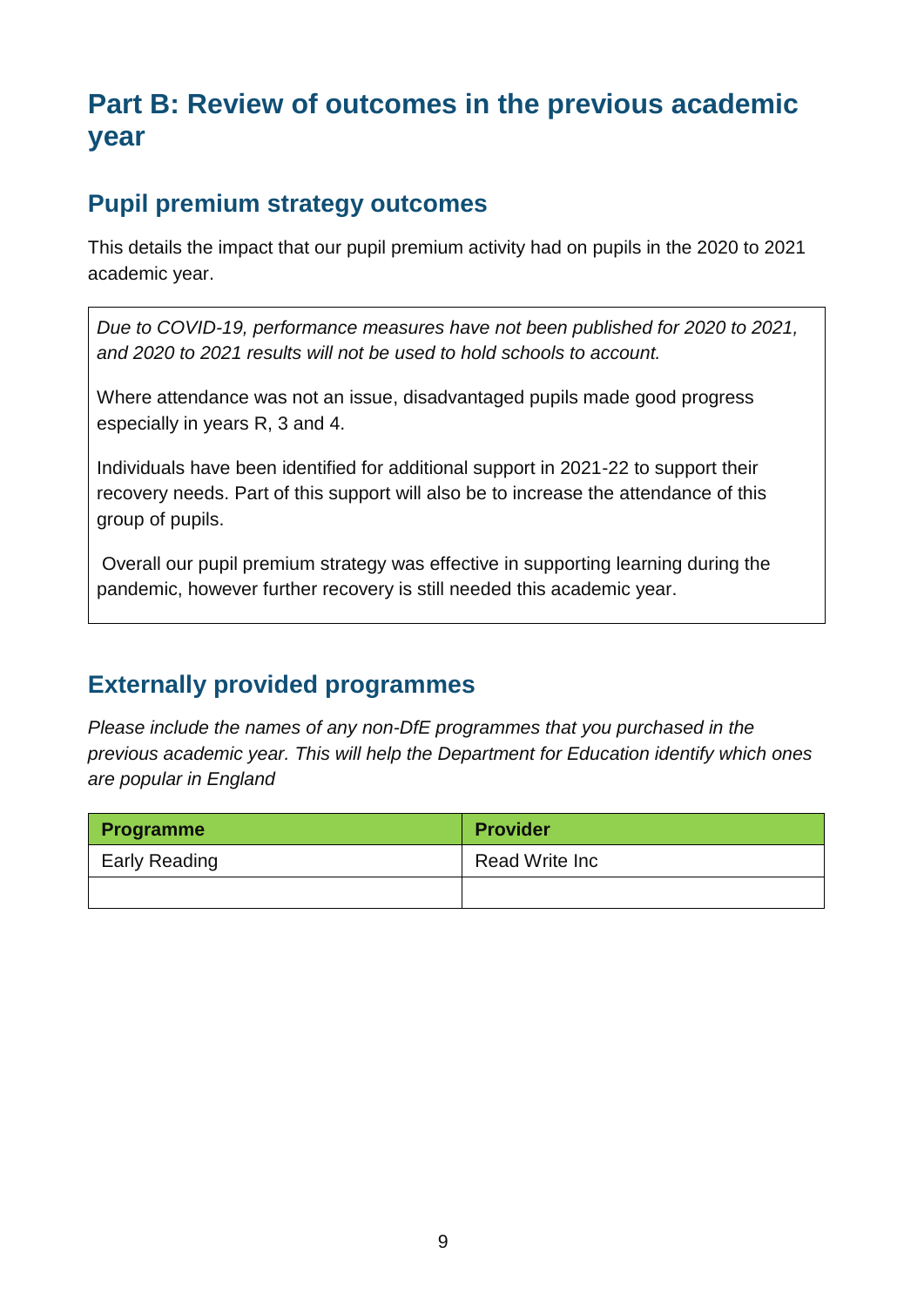# Part B: Review of outcomes in the previous academic year

## Pupil premium strategy outcomes

This details the impact that our pupil premium activity had on pupils in the 2020 to 2021 academic year.

*Due to COVID-19, performance measures have not been published for 2020 to 2021, and 2020 to 2021 results will not be used to hold schools to account.*

Where attendance was not an issue, disadvantaged pupils made good progress especially in years R, 3 and 4.

Individuals have been identified for additional support in 2021-22 to support their recovery needs. Part of this support will also be to increase the attendance of this group of pupils.

Overall our pupil premium strategy was effective in supporting learning during the pandemic, however further recovery is still needed this academic year.

## Externally provided programmes

*Please include the names of any non-DfE programmes that you purchased in the previous academic year. This will help the Department for Education identify which ones are popular in England*

| Programme | Provider |
|---|---|
| Early Reading | Read Write Inc |
| | |